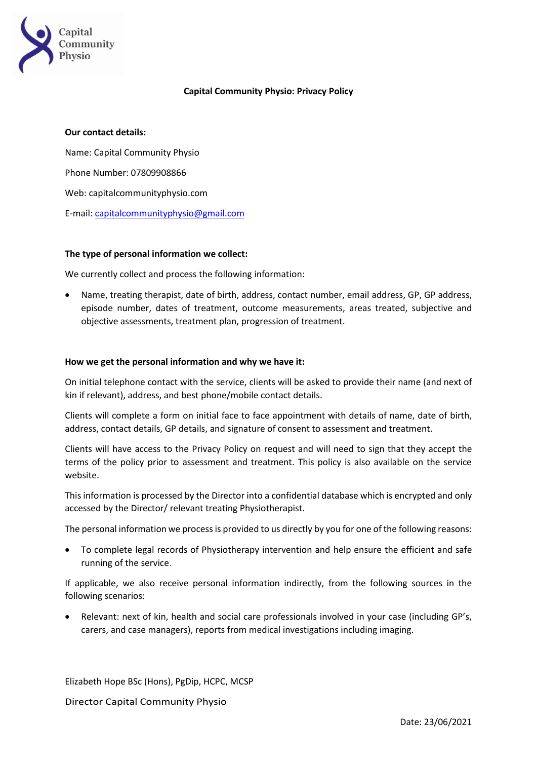Capital Community Physio

# Capital Community Physio: Privacy Policy

**Our contact details:**

Name: Capital Community Physio

Phone Number: 07809908866

Web: capitalcommunityphysio.com

E-mail: capitalcommunityphysio@gmail.com

**The type of personal information we collect:**

We currently collect and process the following information:

- Name, treating therapist, date of birth, address, contact number, email address, GP, GP address, episode number, dates of treatment, outcome measurements, areas treated, subjective and objective assessments, treatment plan, progression of treatment.

**How we get the personal information and why we have it:**

On initial telephone contact with the service, clients will be asked to provide their name (and next of kin if relevant), address, and best phone/mobile contact details.

Clients will complete a form on initial face to face appointment with details of name, date of birth, address, contact details, GP details, and signature of consent to assessment and treatment.

Clients will have access to the Privacy Policy on request and will need to sign that they accept the terms of the policy prior to assessment and treatment. This policy is also available on the service website.

This information is processed by the Director into a confidential database which is encrypted and only accessed by the Director/ relevant treating Physiotherapist.

The personal information we process is provided to us directly by you for one of the following reasons:

- To complete legal records of Physiotherapy intervention and help ensure the efficient and safe running of the service.

If applicable, we also receive personal information indirectly, from the following sources in the following scenarios:

- Relevant: next of kin, health and social care professionals involved in your case (including GP's, carers, and case managers), reports from medical investigations including imaging.

Elizabeth Hope BSc (Hons), PgDip, HCPC, MCSP

Director Capital Community Physio

Date: 23/06/2021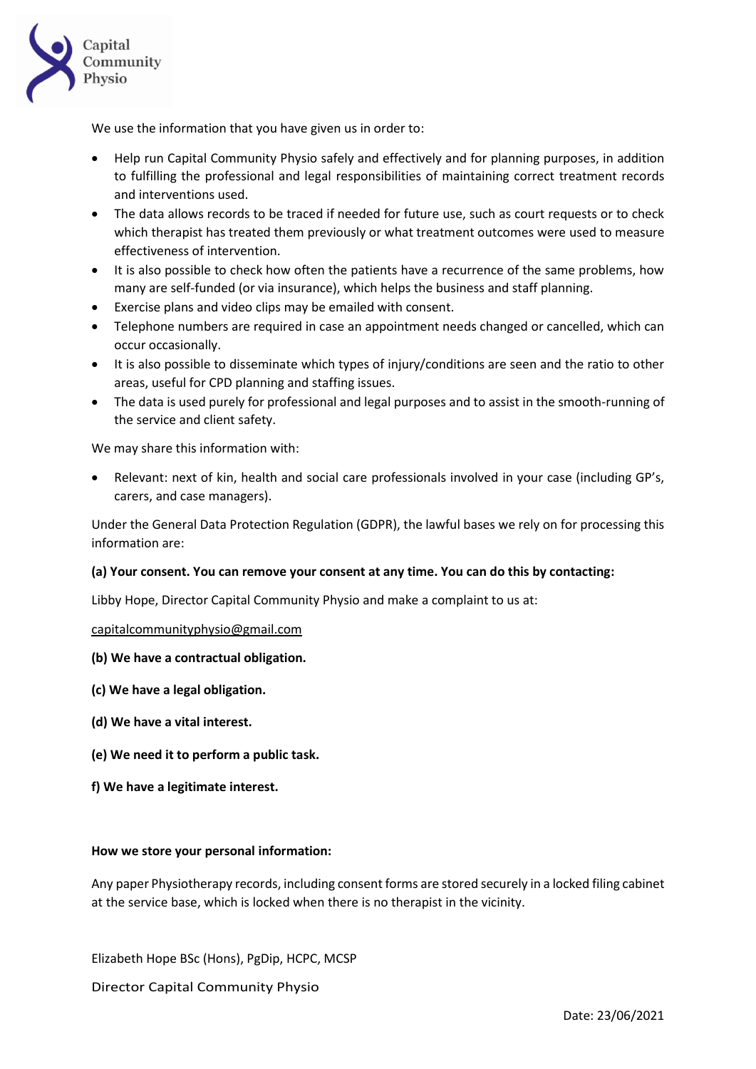We use the information that you have given us in order to:

- Help run Capital Community Physio safely and effectively and for planning purposes, in addition to fulfilling the professional and legal responsibilities of maintaining correct treatment records and interventions used.
- The data allows records to be traced if needed for future use, such as court requests or to check which therapist has treated them previously or what treatment outcomes were used to measure effectiveness of intervention.
- It is also possible to check how often the patients have a recurrence of the same problems, how many are self-funded (or via insurance), which helps the business and staff planning.
- Exercise plans and video clips may be emailed with consent.
- Telephone numbers are required in case an appointment needs changed or cancelled, which can occur occasionally.
- It is also possible to disseminate which types of injury/conditions are seen and the ratio to other areas, useful for CPD planning and staffing issues.
- The data is used purely for professional and legal purposes and to assist in the smooth-running of the service and client safety.

We may share this information with:

- Relevant: next of kin, health and social care professionals involved in your case (including GP's, carers, and case managers).

Under the General Data Protection Regulation (GDPR), the lawful bases we rely on for processing this information are:

**(a) Your consent. You can remove your consent at any time. You can do this by contacting:**

Libby Hope, Director Capital Community Physio and make a complaint to us at:

capitalcommunityphysio@gmail.com

**(b) We have a contractual obligation.**

**(c) We have a legal obligation.**

**(d) We have a vital interest.**

**(e) We need it to perform a public task.**

**f) We have a legitimate interest.**

**How we store your personal information:**

Any paper Physiotherapy records, including consent forms are stored securely in a locked filing cabinet at the service base, which is locked when there is no therapist in the vicinity.

Elizabeth Hope BSc (Hons), PgDip, HCPC, MCSP

Director Capital Community Physio

Date: 23/06/2021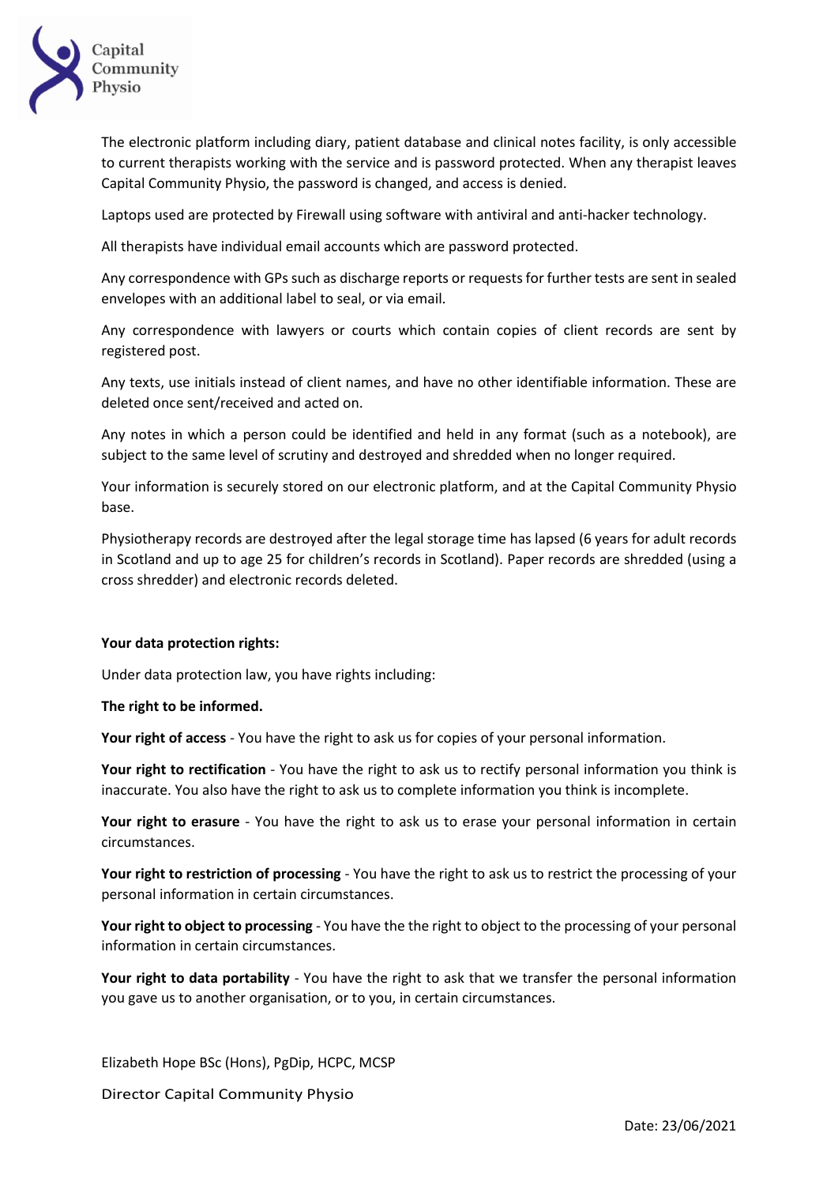The electronic platform including diary, patient database and clinical notes facility, is only accessible to current therapists working with the service and is password protected. When any therapist leaves Capital Community Physio, the password is changed, and access is denied.

Laptops used are protected by Firewall using software with antiviral and anti-hacker technology.

All therapists have individual email accounts which are password protected.

Any correspondence with GPs such as discharge reports or requests for further tests are sent in sealed envelopes with an additional label to seal, or via email.

Any correspondence with lawyers or courts which contain copies of client records are sent by registered post.

Any texts, use initials instead of client names, and have no other identifiable information. These are deleted once sent/received and acted on.

Any notes in which a person could be identified and held in any format (such as a notebook), are subject to the same level of scrutiny and destroyed and shredded when no longer required.

Your information is securely stored on our electronic platform, and at the Capital Community Physio base.

Physiotherapy records are destroyed after the legal storage time has lapsed (6 years for adult records in Scotland and up to age 25 for children's records in Scotland). Paper records are shredded (using a cross shredder) and electronic records deleted.

**Your data protection rights:**

Under data protection law, you have rights including:

**The right to be informed.**

**Your right of access** - You have the right to ask us for copies of your personal information.

**Your right to rectification** - You have the right to ask us to rectify personal information you think is inaccurate. You also have the right to ask us to complete information you think is incomplete.

**Your right to erasure** - You have the right to ask us to erase your personal information in certain circumstances.

**Your right to restriction of processing** - You have the right to ask us to restrict the processing of your personal information in certain circumstances.

**Your right to object to processing** - You have the the right to object to the processing of your personal information in certain circumstances.

**Your right to data portability** - You have the right to ask that we transfer the personal information you gave us to another organisation, or to you, in certain circumstances.

Elizabeth Hope BSc (Hons), PgDip, HCPC, MCSP

Director Capital Community Physio

Date: 23/06/2021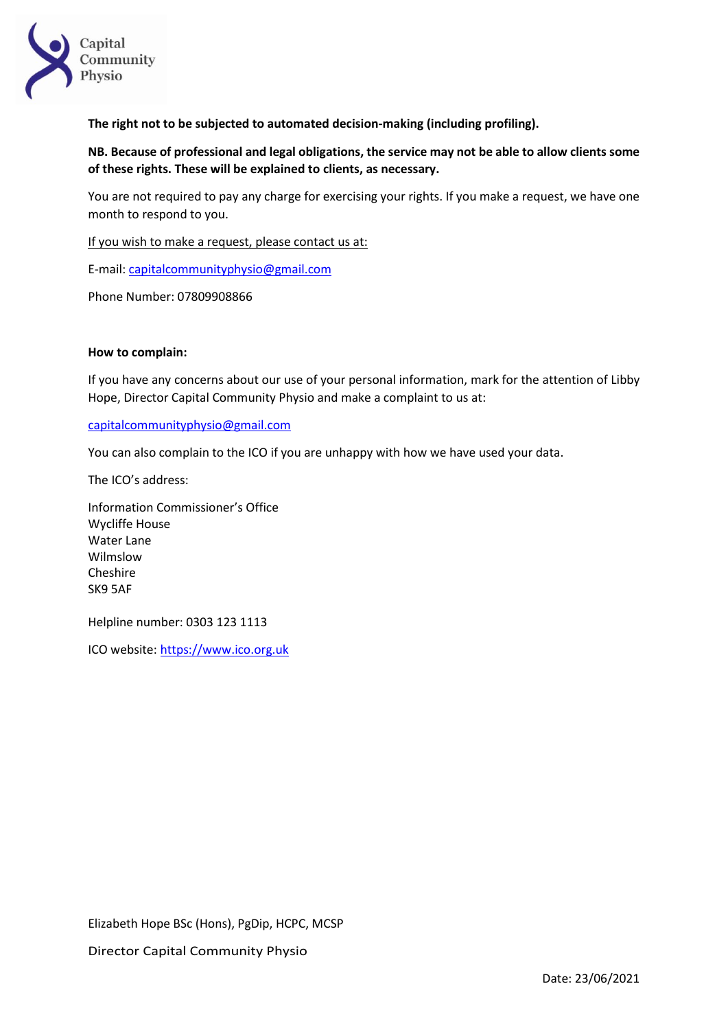**The right not to be subjected to automated decision-making (including profiling).**

**NB. Because of professional and legal obligations, the service may not be able to allow clients some of these rights. These will be explained to clients, as necessary.**

You are not required to pay any charge for exercising your rights. If you make a request, we have one month to respond to you.

<u>If you wish to make a request, please contact us at:</u>

E-mail: capitalcommunityphysio@gmail.com

Phone Number: 07809908866

**How to complain:**

If you have any concerns about our use of your personal information, mark for the attention of Libby Hope, Director Capital Community Physio and make a complaint to us at:

capitalcommunityphysio@gmail.com

You can also complain to the ICO if you are unhappy with how we have used your data.

The ICO's address:

Information Commissioner's Office
Wycliffe House
Water Lane
Wilmslow
Cheshire
SK9 5AF

Helpline number: 0303 123 1113

ICO website: https://www.ico.org.uk

Elizabeth Hope BSc (Hons), PgDip, HCPC, MCSP

Director Capital Community Physio

Date: 23/06/2021